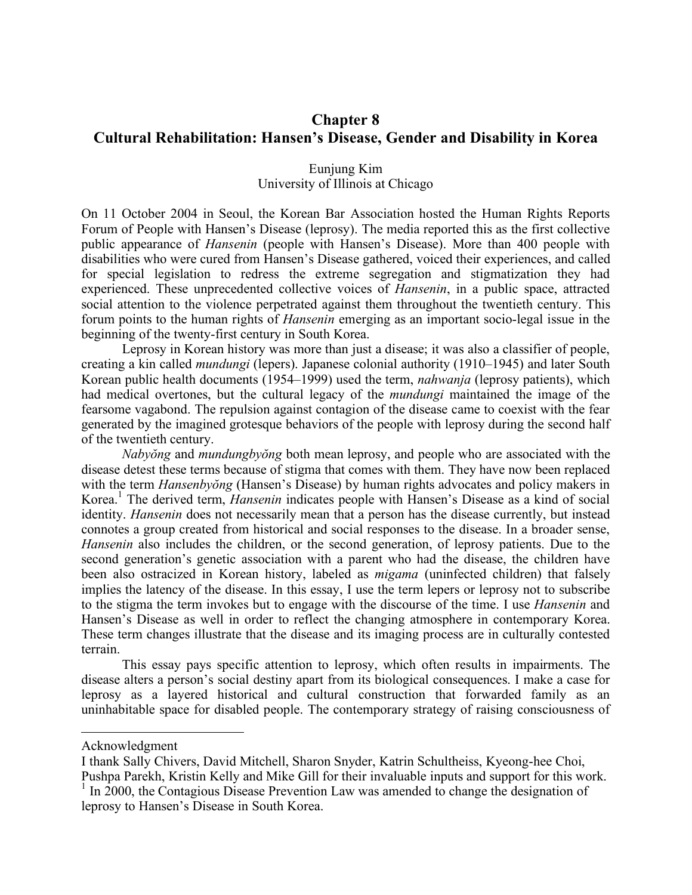# Chapter 8
# Cultural Rehabilitation: Hansen's Disease, Gender and Disability in Korea

Eunjung Kim
University of Illinois at Chicago

On 11 October 2004 in Seoul, the Korean Bar Association hosted the Human Rights Reports Forum of People with Hansen's Disease (leprosy). The media reported this as the first collective public appearance of *Hansenin* (people with Hansen's Disease). More than 400 people with disabilities who were cured from Hansen's Disease gathered, voiced their experiences, and called for special legislation to redress the extreme segregation and stigmatization they had experienced. These unprecedented collective voices of *Hansenin*, in a public space, attracted social attention to the violence perpetrated against them throughout the twentieth century. This forum points to the human rights of *Hansenin* emerging as an important socio-legal issue in the beginning of the twenty-first century in South Korea.

Leprosy in Korean history was more than just a disease; it was also a classifier of people, creating a kin called *mundungi* (lepers). Japanese colonial authority (1910–1945) and later South Korean public health documents (1954–1999) used the term, *nahwanja* (leprosy patients), which had medical overtones, but the cultural legacy of the *mundungi* maintained the image of the fearsome vagabond. The repulsion against contagion of the disease came to coexist with the fear generated by the imagined grotesque behaviors of the people with leprosy during the second half of the twentieth century.

*Nabyŏng* and *mundungbyŏng* both mean leprosy, and people who are associated with the disease detest these terms because of stigma that comes with them. They have now been replaced with the term *Hansenbyŏng* (Hansen's Disease) by human rights advocates and policy makers in Korea.[1] The derived term, *Hansenin* indicates people with Hansen's Disease as a kind of social identity. *Hansenin* does not necessarily mean that a person has the disease currently, but instead connotes a group created from historical and social responses to the disease. In a broader sense, *Hansenin* also includes the children, or the second generation, of leprosy patients. Due to the second generation's genetic association with a parent who had the disease, the children have been also ostracized in Korean history, labeled as *migama* (uninfected children) that falsely implies the latency of the disease. In this essay, I use the term lepers or leprosy not to subscribe to the stigma the term invokes but to engage with the discourse of the time. I use *Hansenin* and Hansen's Disease as well in order to reflect the changing atmosphere in contemporary Korea. These term changes illustrate that the disease and its imaging process are in culturally contested terrain.

This essay pays specific attention to leprosy, which often results in impairments. The disease alters a person's social destiny apart from its biological consequences. I make a case for leprosy as a layered historical and cultural construction that forwarded family as an uninhabitable space for disabled people. The contemporary strategy of raising consciousness of

---

Acknowledgment
I thank Sally Chivers, David Mitchell, Sharon Snyder, Katrin Schultheiss, Kyeong-hee Choi, Pushpa Parekh, Kristin Kelly and Mike Gill for their invaluable inputs and support for this work.

[1] In 2000, the Contagious Disease Prevention Law was amended to change the designation of leprosy to Hansen's Disease in South Korea.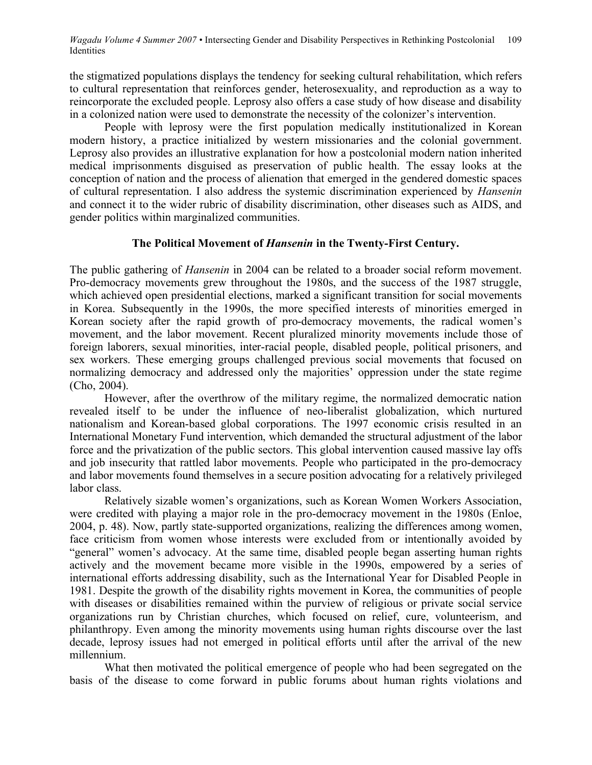the stigmatized populations displays the tendency for seeking cultural rehabilitation, which refers to cultural representation that reinforces gender, heterosexuality, and reproduction as a way to reincorporate the excluded people. Leprosy also offers a case study of how disease and disability in a colonized nation were used to demonstrate the necessity of the colonizer's intervention.

People with leprosy were the first population medically institutionalized in Korean modern history, a practice initialized by western missionaries and the colonial government. Leprosy also provides an illustrative explanation for how a postcolonial modern nation inherited medical imprisonments disguised as preservation of public health. The essay looks at the conception of nation and the process of alienation that emerged in the gendered domestic spaces of cultural representation. I also address the systemic discrimination experienced by *Hansenin* and connect it to the wider rubric of disability discrimination, other diseases such as AIDS, and gender politics within marginalized communities.

### The Political Movement of *Hansenin* in the Twenty-First Century.

The public gathering of *Hansenin* in 2004 can be related to a broader social reform movement. Pro-democracy movements grew throughout the 1980s, and the success of the 1987 struggle, which achieved open presidential elections, marked a significant transition for social movements in Korea. Subsequently in the 1990s, the more specified interests of minorities emerged in Korean society after the rapid growth of pro-democracy movements, the radical women's movement, and the labor movement. Recent pluralized minority movements include those of foreign laborers, sexual minorities, inter-racial people, disabled people, political prisoners, and sex workers. These emerging groups challenged previous social movements that focused on normalizing democracy and addressed only the majorities' oppression under the state regime (Cho, 2004).

However, after the overthrow of the military regime, the normalized democratic nation revealed itself to be under the influence of neo-liberalist globalization, which nurtured nationalism and Korean-based global corporations. The 1997 economic crisis resulted in an International Monetary Fund intervention, which demanded the structural adjustment of the labor force and the privatization of the public sectors. This global intervention caused massive lay offs and job insecurity that rattled labor movements. People who participated in the pro-democracy and labor movements found themselves in a secure position advocating for a relatively privileged labor class.

Relatively sizable women's organizations, such as Korean Women Workers Association, were credited with playing a major role in the pro-democracy movement in the 1980s (Enloe, 2004, p. 48). Now, partly state-supported organizations, realizing the differences among women, face criticism from women whose interests were excluded from or intentionally avoided by "general" women's advocacy. At the same time, disabled people began asserting human rights actively and the movement became more visible in the 1990s, empowered by a series of international efforts addressing disability, such as the International Year for Disabled People in 1981. Despite the growth of the disability rights movement in Korea, the communities of people with diseases or disabilities remained within the purview of religious or private social service organizations run by Christian churches, which focused on relief, cure, volunteerism, and philanthropy. Even among the minority movements using human rights discourse over the last decade, leprosy issues had not emerged in political efforts until after the arrival of the new millennium.

What then motivated the political emergence of people who had been segregated on the basis of the disease to come forward in public forums about human rights violations and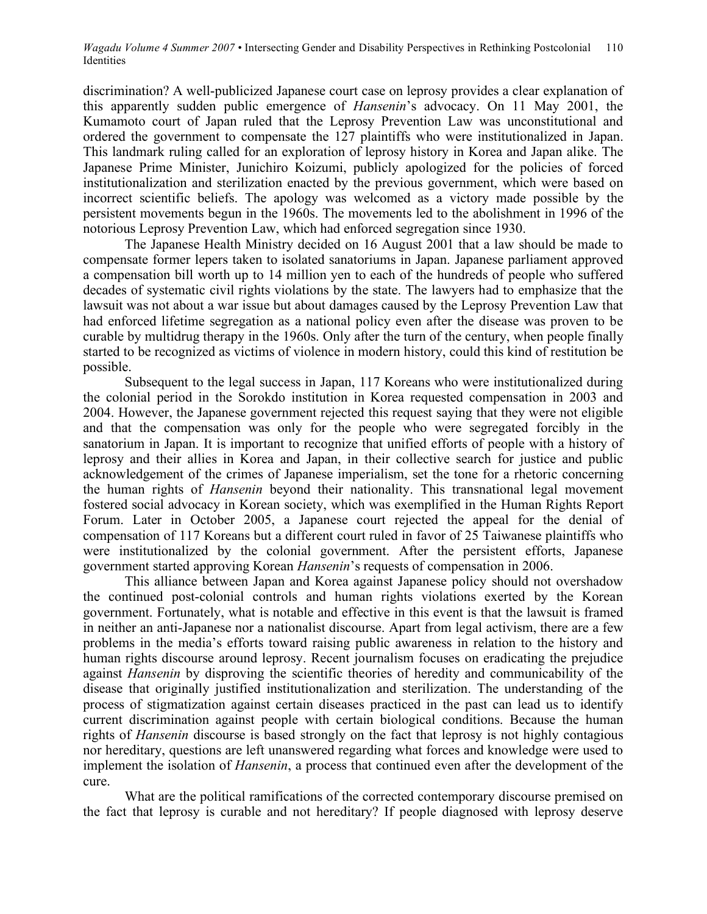discrimination? A well-publicized Japanese court case on leprosy provides a clear explanation of this apparently sudden public emergence of *Hansenin*'s advocacy. On 11 May 2001, the Kumamoto court of Japan ruled that the Leprosy Prevention Law was unconstitutional and ordered the government to compensate the 127 plaintiffs who were institutionalized in Japan. This landmark ruling called for an exploration of leprosy history in Korea and Japan alike. The Japanese Prime Minister, Junichiro Koizumi, publicly apologized for the policies of forced institutionalization and sterilization enacted by the previous government, which were based on incorrect scientific beliefs. The apology was welcomed as a victory made possible by the persistent movements begun in the 1960s. The movements led to the abolishment in 1996 of the notorious Leprosy Prevention Law, which had enforced segregation since 1930.

The Japanese Health Ministry decided on 16 August 2001 that a law should be made to compensate former lepers taken to isolated sanatoriums in Japan. Japanese parliament approved a compensation bill worth up to 14 million yen to each of the hundreds of people who suffered decades of systematic civil rights violations by the state. The lawyers had to emphasize that the lawsuit was not about a war issue but about damages caused by the Leprosy Prevention Law that had enforced lifetime segregation as a national policy even after the disease was proven to be curable by multidrug therapy in the 1960s. Only after the turn of the century, when people finally started to be recognized as victims of violence in modern history, could this kind of restitution be possible.

Subsequent to the legal success in Japan, 117 Koreans who were institutionalized during the colonial period in the Sorokdo institution in Korea requested compensation in 2003 and 2004. However, the Japanese government rejected this request saying that they were not eligible and that the compensation was only for the people who were segregated forcibly in the sanatorium in Japan. It is important to recognize that unified efforts of people with a history of leprosy and their allies in Korea and Japan, in their collective search for justice and public acknowledgement of the crimes of Japanese imperialism, set the tone for a rhetoric concerning the human rights of *Hansenin* beyond their nationality. This transnational legal movement fostered social advocacy in Korean society, which was exemplified in the Human Rights Report Forum. Later in October 2005, a Japanese court rejected the appeal for the denial of compensation of 117 Koreans but a different court ruled in favor of 25 Taiwanese plaintiffs who were institutionalized by the colonial government. After the persistent efforts, Japanese government started approving Korean *Hansenin*'s requests of compensation in 2006.

This alliance between Japan and Korea against Japanese policy should not overshadow the continued post-colonial controls and human rights violations exerted by the Korean government. Fortunately, what is notable and effective in this event is that the lawsuit is framed in neither an anti-Japanese nor a nationalist discourse. Apart from legal activism, there are a few problems in the media's efforts toward raising public awareness in relation to the history and human rights discourse around leprosy. Recent journalism focuses on eradicating the prejudice against *Hansenin* by disproving the scientific theories of heredity and communicability of the disease that originally justified institutionalization and sterilization. The understanding of the process of stigmatization against certain diseases practiced in the past can lead us to identify current discrimination against people with certain biological conditions. Because the human rights of *Hansenin* discourse is based strongly on the fact that leprosy is not highly contagious nor hereditary, questions are left unanswered regarding what forces and knowledge were used to implement the isolation of *Hansenin*, a process that continued even after the development of the cure.

What are the political ramifications of the corrected contemporary discourse premised on the fact that leprosy is curable and not hereditary? If people diagnosed with leprosy deserve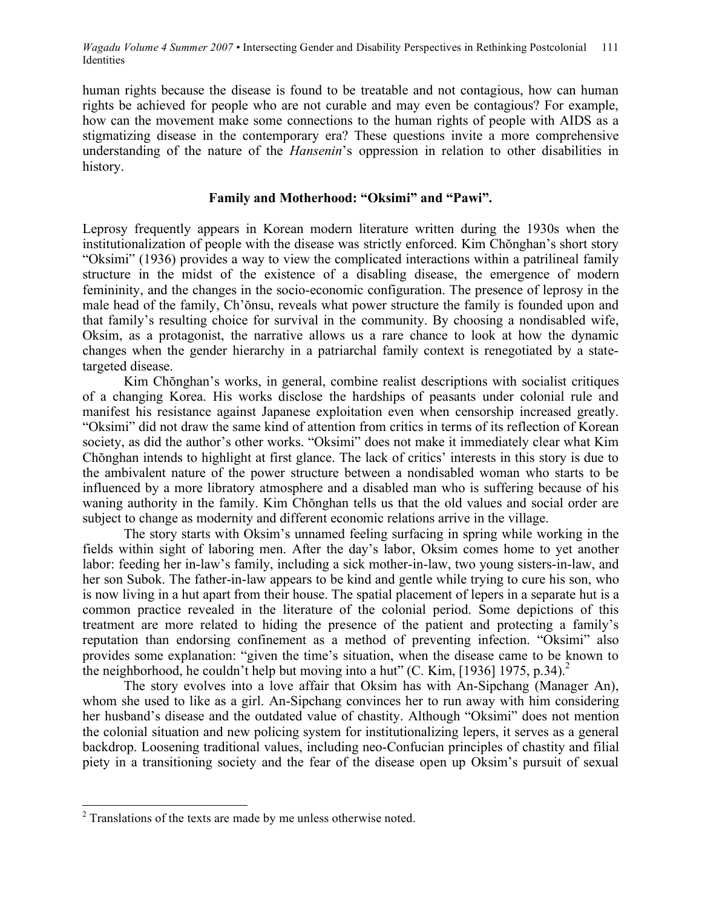human rights because the disease is found to be treatable and not contagious, how can human rights be achieved for people who are not curable and may even be contagious? For example, how can the movement make some connections to the human rights of people with AIDS as a stigmatizing disease in the contemporary era? These questions invite a more comprehensive understanding of the nature of the *Hansenin*'s oppression in relation to other disabilities in history.

## Family and Motherhood: "Oksimi" and "Pawi".

Leprosy frequently appears in Korean modern literature written during the 1930s when the institutionalization of people with the disease was strictly enforced. Kim Chŏnghan's short story "Oksimi" (1936) provides a way to view the complicated interactions within a patrilineal family structure in the midst of the existence of a disabling disease, the emergence of modern femininity, and the changes in the socio-economic configuration. The presence of leprosy in the male head of the family, Ch'ŏnsu, reveals what power structure the family is founded upon and that family's resulting choice for survival in the community. By choosing a nondisabled wife, Oksim, as a protagonist, the narrative allows us a rare chance to look at how the dynamic changes when the gender hierarchy in a patriarchal family context is renegotiated by a state-targeted disease.

Kim Chŏnghan's works, in general, combine realist descriptions with socialist critiques of a changing Korea. His works disclose the hardships of peasants under colonial rule and manifest his resistance against Japanese exploitation even when censorship increased greatly. "Oksimi" did not draw the same kind of attention from critics in terms of its reflection of Korean society, as did the author's other works. "Oksimi" does not make it immediately clear what Kim Chŏnghan intends to highlight at first glance. The lack of critics' interests in this story is due to the ambivalent nature of the power structure between a nondisabled woman who starts to be influenced by a more libratory atmosphere and a disabled man who is suffering because of his waning authority in the family. Kim Chŏnghan tells us that the old values and social order are subject to change as modernity and different economic relations arrive in the village.

The story starts with Oksim's unnamed feeling surfacing in spring while working in the fields within sight of laboring men. After the day's labor, Oksim comes home to yet another labor: feeding her in-law's family, including a sick mother-in-law, two young sisters-in-law, and her son Subok. The father-in-law appears to be kind and gentle while trying to cure his son, who is now living in a hut apart from their house. The spatial placement of lepers in a separate hut is a common practice revealed in the literature of the colonial period. Some depictions of this treatment are more related to hiding the presence of the patient and protecting a family's reputation than endorsing confinement as a method of preventing infection. "Oksimi" also provides some explanation: "given the time's situation, when the disease came to be known to the neighborhood, he couldn't help but moving into a hut" (C. Kim, [1936] 1975, p.34).[2]

The story evolves into a love affair that Oksim has with An-Sipchang (Manager An), whom she used to like as a girl. An-Sipchang convinces her to run away with him considering her husband's disease and the outdated value of chastity. Although "Oksimi" does not mention the colonial situation and new policing system for institutionalizing lepers, it serves as a general backdrop. Loosening traditional values, including neo-Confucian principles of chastity and filial piety in a transitioning society and the fear of the disease open up Oksim's pursuit of sexual

[2] Translations of the texts are made by me unless otherwise noted.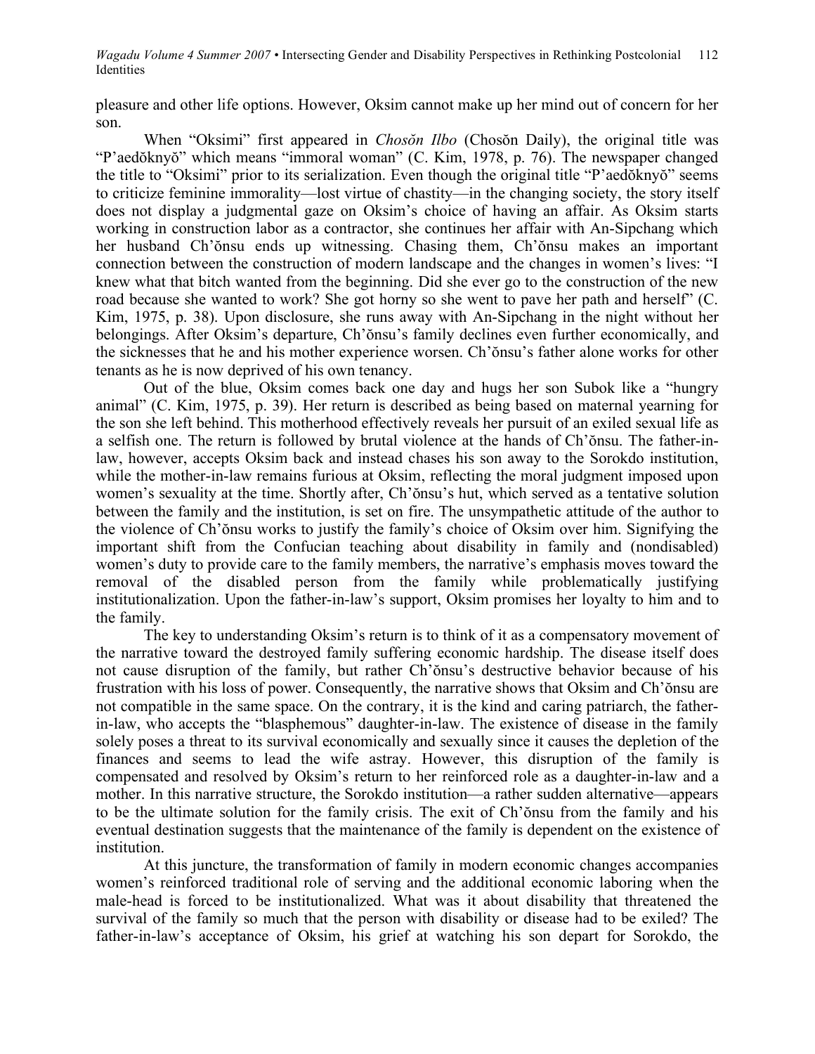pleasure and other life options. However, Oksim cannot make up her mind out of concern for her son.

When "Oksimi" first appeared in *Chosŏn Ilbo* (Chosŏn Daily), the original title was "P'aedŏknyŏ" which means "immoral woman" (C. Kim, 1978, p. 76). The newspaper changed the title to "Oksimi" prior to its serialization. Even though the original title "P'aedŏknyŏ" seems to criticize feminine immorality—lost virtue of chastity—in the changing society, the story itself does not display a judgmental gaze on Oksim's choice of having an affair. As Oksim starts working in construction labor as a contractor, she continues her affair with An-Sipchang which her husband Ch'ŏnsu ends up witnessing. Chasing them, Ch'ŏnsu makes an important connection between the construction of modern landscape and the changes in women's lives: "I knew what that bitch wanted from the beginning. Did she ever go to the construction of the new road because she wanted to work? She got horny so she went to pave her path and herself" (C. Kim, 1975, p. 38). Upon disclosure, she runs away with An-Sipchang in the night without her belongings. After Oksim's departure, Ch'ŏnsu's family declines even further economically, and the sicknesses that he and his mother experience worsen. Ch'ŏnsu's father alone works for other tenants as he is now deprived of his own tenancy.

Out of the blue, Oksim comes back one day and hugs her son Subok like a "hungry animal" (C. Kim, 1975, p. 39). Her return is described as being based on maternal yearning for the son she left behind. This motherhood effectively reveals her pursuit of an exiled sexual life as a selfish one. The return is followed by brutal violence at the hands of Ch'ŏnsu. The father-in-law, however, accepts Oksim back and instead chases his son away to the Sorokdo institution, while the mother-in-law remains furious at Oksim, reflecting the moral judgment imposed upon women's sexuality at the time. Shortly after, Ch'ŏnsu's hut, which served as a tentative solution between the family and the institution, is set on fire. The unsympathetic attitude of the author to the violence of Ch'ŏnsu works to justify the family's choice of Oksim over him. Signifying the important shift from the Confucian teaching about disability in family and (nondisabled) women's duty to provide care to the family members, the narrative's emphasis moves toward the removal of the disabled person from the family while problematically justifying institutionalization. Upon the father-in-law's support, Oksim promises her loyalty to him and to the family.

The key to understanding Oksim's return is to think of it as a compensatory movement of the narrative toward the destroyed family suffering economic hardship. The disease itself does not cause disruption of the family, but rather Ch'ŏnsu's destructive behavior because of his frustration with his loss of power. Consequently, the narrative shows that Oksim and Ch'ŏnsu are not compatible in the same space. On the contrary, it is the kind and caring patriarch, the father-in-law, who accepts the "blasphemous" daughter-in-law. The existence of disease in the family solely poses a threat to its survival economically and sexually since it causes the depletion of the finances and seems to lead the wife astray. However, this disruption of the family is compensated and resolved by Oksim's return to her reinforced role as a daughter-in-law and a mother. In this narrative structure, the Sorokdo institution—a rather sudden alternative—appears to be the ultimate solution for the family crisis. The exit of Ch'ŏnsu from the family and his eventual destination suggests that the maintenance of the family is dependent on the existence of institution.

At this juncture, the transformation of family in modern economic changes accompanies women's reinforced traditional role of serving and the additional economic laboring when the male-head is forced to be institutionalized. What was it about disability that threatened the survival of the family so much that the person with disability or disease had to be exiled? The father-in-law's acceptance of Oksim, his grief at watching his son depart for Sorokdo, the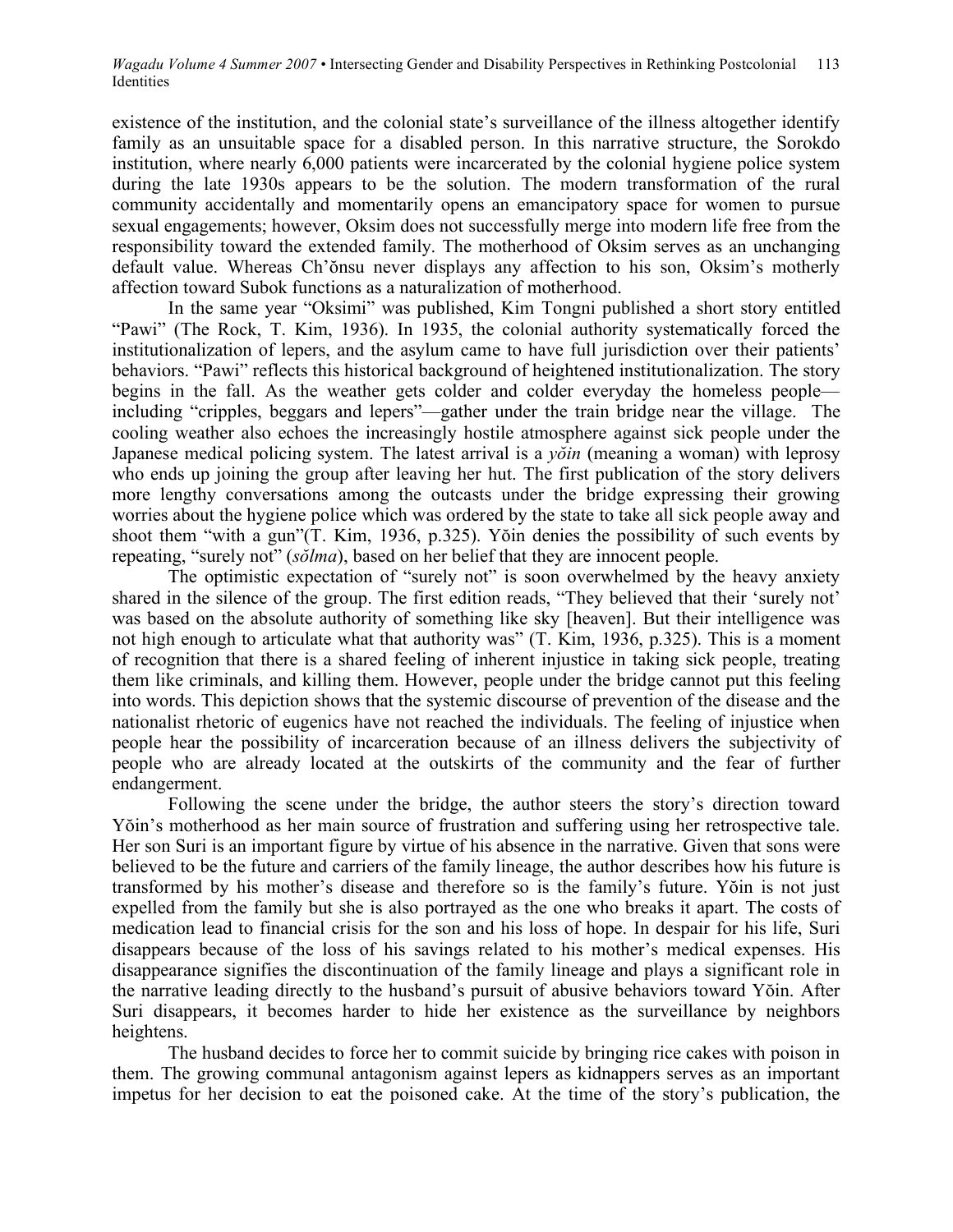existence of the institution, and the colonial state's surveillance of the illness altogether identify family as an unsuitable space for a disabled person. In this narrative structure, the Sorokdo institution, where nearly 6,000 patients were incarcerated by the colonial hygiene police system during the late 1930s appears to be the solution. The modern transformation of the rural community accidentally and momentarily opens an emancipatory space for women to pursue sexual engagements; however, Oksim does not successfully merge into modern life free from the responsibility toward the extended family. The motherhood of Oksim serves as an unchanging default value. Whereas Ch'ŏnsu never displays any affection to his son, Oksim's motherly affection toward Subok functions as a naturalization of motherhood.

In the same year "Oksimi" was published, Kim Tongni published a short story entitled "Pawi" (The Rock, T. Kim, 1936). In 1935, the colonial authority systematically forced the institutionalization of lepers, and the asylum came to have full jurisdiction over their patients' behaviors. "Pawi" reflects this historical background of heightened institutionalization. The story begins in the fall. As the weather gets colder and colder everyday the homeless people—including "cripples, beggars and lepers"—gather under the train bridge near the village. The cooling weather also echoes the increasingly hostile atmosphere against sick people under the Japanese medical policing system. The latest arrival is a *yŏin* (meaning a woman) with leprosy who ends up joining the group after leaving her hut. The first publication of the story delivers more lengthy conversations among the outcasts under the bridge expressing their growing worries about the hygiene police which was ordered by the state to take all sick people away and shoot them "with a gun"(T. Kim, 1936, p.325). Yŏin denies the possibility of such events by repeating, "surely not" (*sŏlma*), based on her belief that they are innocent people.

The optimistic expectation of "surely not" is soon overwhelmed by the heavy anxiety shared in the silence of the group. The first edition reads, "They believed that their 'surely not' was based on the absolute authority of something like sky [heaven]. But their intelligence was not high enough to articulate what that authority was" (T. Kim, 1936, p.325). This is a moment of recognition that there is a shared feeling of inherent injustice in taking sick people, treating them like criminals, and killing them. However, people under the bridge cannot put this feeling into words. This depiction shows that the systemic discourse of prevention of the disease and the nationalist rhetoric of eugenics have not reached the individuals. The feeling of injustice when people hear the possibility of incarceration because of an illness delivers the subjectivity of people who are already located at the outskirts of the community and the fear of further endangerment.

Following the scene under the bridge, the author steers the story's direction toward Yŏin's motherhood as her main source of frustration and suffering using her retrospective tale. Her son Suri is an important figure by virtue of his absence in the narrative. Given that sons were believed to be the future and carriers of the family lineage, the author describes how his future is transformed by his mother's disease and therefore so is the family's future. Yŏin is not just expelled from the family but she is also portrayed as the one who breaks it apart. The costs of medication lead to financial crisis for the son and his loss of hope. In despair for his life, Suri disappears because of the loss of his savings related to his mother's medical expenses. His disappearance signifies the discontinuation of the family lineage and plays a significant role in the narrative leading directly to the husband's pursuit of abusive behaviors toward Yŏin. After Suri disappears, it becomes harder to hide her existence as the surveillance by neighbors heightens.

The husband decides to force her to commit suicide by bringing rice cakes with poison in them. The growing communal antagonism against lepers as kidnappers serves as an important impetus for her decision to eat the poisoned cake. At the time of the story's publication, the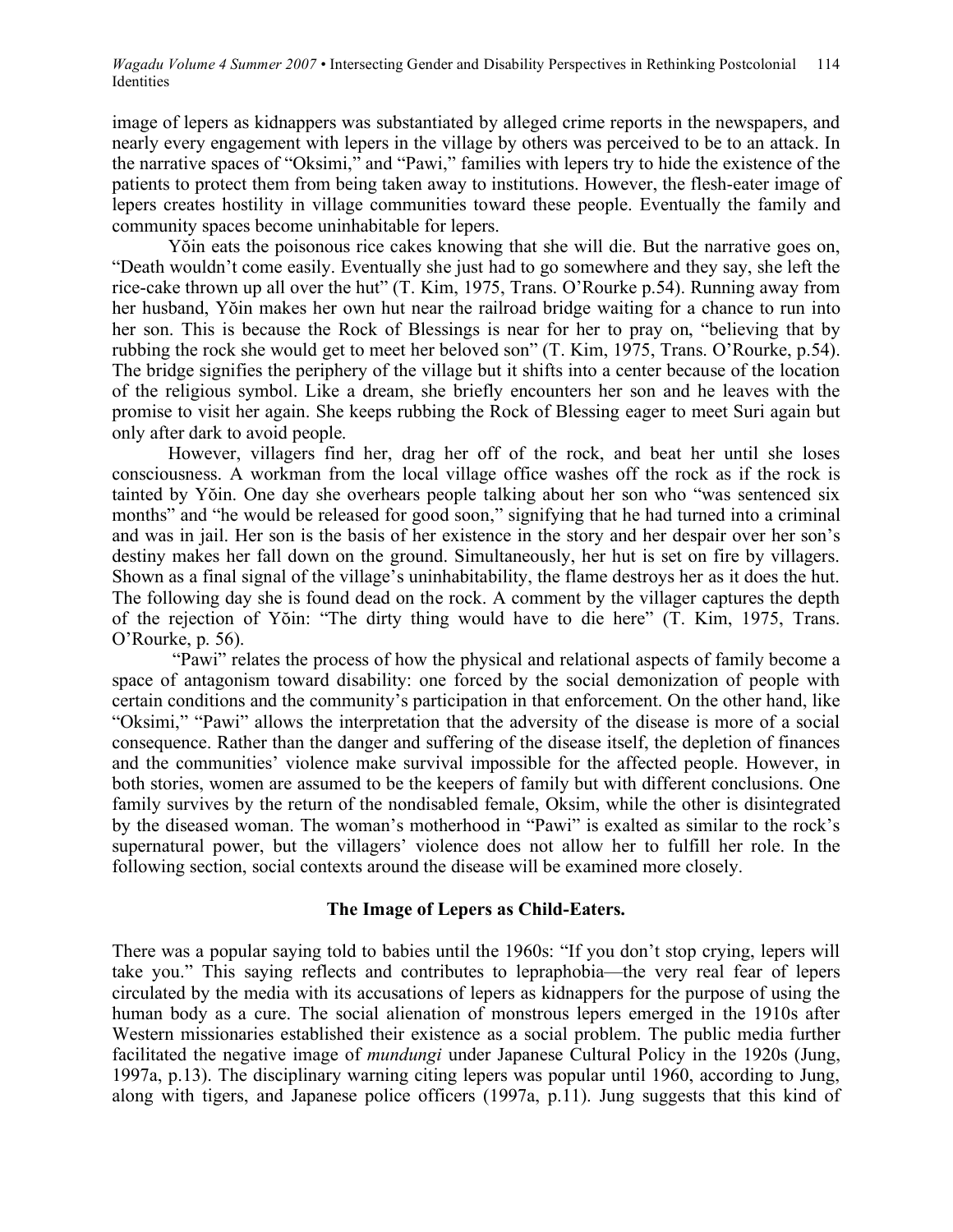image of lepers as kidnappers was substantiated by alleged crime reports in the newspapers, and nearly every engagement with lepers in the village by others was perceived to be to an attack. In the narrative spaces of "Oksimi," and "Pawi," families with lepers try to hide the existence of the patients to protect them from being taken away to institutions. However, the flesh-eater image of lepers creates hostility in village communities toward these people. Eventually the family and community spaces become uninhabitable for lepers.

Yŏin eats the poisonous rice cakes knowing that she will die. But the narrative goes on, "Death wouldn't come easily. Eventually she just had to go somewhere and they say, she left the rice-cake thrown up all over the hut" (T. Kim, 1975, Trans. O'Rourke p.54). Running away from her husband, Yŏin makes her own hut near the railroad bridge waiting for a chance to run into her son. This is because the Rock of Blessings is near for her to pray on, "believing that by rubbing the rock she would get to meet her beloved son" (T. Kim, 1975, Trans. O'Rourke, p.54). The bridge signifies the periphery of the village but it shifts into a center because of the location of the religious symbol. Like a dream, she briefly encounters her son and he leaves with the promise to visit her again. She keeps rubbing the Rock of Blessing eager to meet Suri again but only after dark to avoid people.

However, villagers find her, drag her off of the rock, and beat her until she loses consciousness. A workman from the local village office washes off the rock as if the rock is tainted by Yŏin. One day she overhears people talking about her son who "was sentenced six months" and "he would be released for good soon," signifying that he had turned into a criminal and was in jail. Her son is the basis of her existence in the story and her despair over her son's destiny makes her fall down on the ground. Simultaneously, her hut is set on fire by villagers. Shown as a final signal of the village's uninhabitability, the flame destroys her as it does the hut. The following day she is found dead on the rock. A comment by the villager captures the depth of the rejection of Yŏin: "The dirty thing would have to die here" (T. Kim, 1975, Trans. O'Rourke, p. 56).

"Pawi" relates the process of how the physical and relational aspects of family become a space of antagonism toward disability: one forced by the social demonization of people with certain conditions and the community's participation in that enforcement. On the other hand, like "Oksimi," "Pawi" allows the interpretation that the adversity of the disease is more of a social consequence. Rather than the danger and suffering of the disease itself, the depletion of finances and the communities' violence make survival impossible for the affected people. However, in both stories, women are assumed to be the keepers of family but with different conclusions. One family survives by the return of the nondisabled female, Oksim, while the other is disintegrated by the diseased woman. The woman's motherhood in "Pawi" is exalted as similar to the rock's supernatural power, but the villagers' violence does not allow her to fulfill her role. In the following section, social contexts around the disease will be examined more closely.

## The Image of Lepers as Child-Eaters.

There was a popular saying told to babies until the 1960s: "If you don't stop crying, lepers will take you." This saying reflects and contributes to lepraphobia—the very real fear of lepers circulated by the media with its accusations of lepers as kidnappers for the purpose of using the human body as a cure. The social alienation of monstrous lepers emerged in the 1910s after Western missionaries established their existence as a social problem. The public media further facilitated the negative image of *mundungi* under Japanese Cultural Policy in the 1920s (Jung, 1997a, p.13). The disciplinary warning citing lepers was popular until 1960, according to Jung, along with tigers, and Japanese police officers (1997a, p.11). Jung suggests that this kind of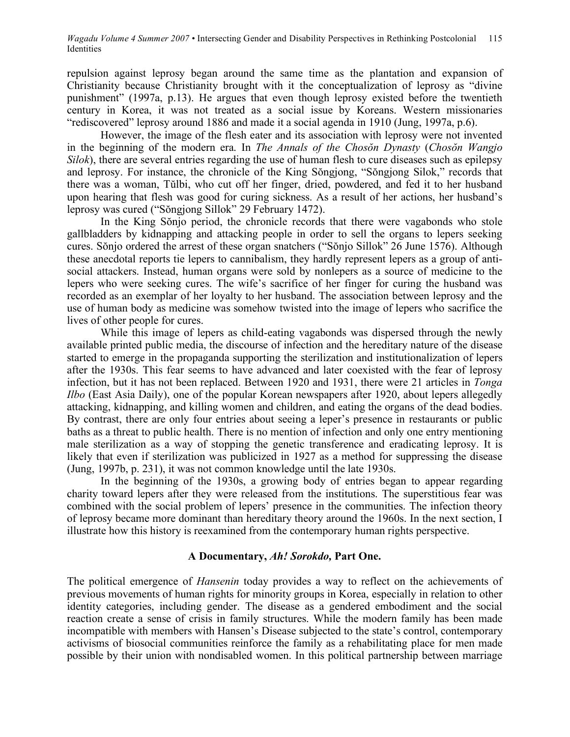repulsion against leprosy began around the same time as the plantation and expansion of Christianity because Christianity brought with it the conceptualization of leprosy as "divine punishment" (1997a, p.13). He argues that even though leprosy existed before the twentieth century in Korea, it was not treated as a social issue by Koreans. Western missionaries "rediscovered" leprosy around 1886 and made it a social agenda in 1910 (Jung, 1997a, p.6).

However, the image of the flesh eater and its association with leprosy were not invented in the beginning of the modern era. In *The Annals of the Chosŏn Dynasty* (*Chosŏn Wangjo Silok*), there are several entries regarding the use of human flesh to cure diseases such as epilepsy and leprosy. For instance, the chronicle of the King Sŏngjong, "Sŏngjong Silok," records that there was a woman, Tŭlbi, who cut off her finger, dried, powdered, and fed it to her husband upon hearing that flesh was good for curing sickness. As a result of her actions, her husband's leprosy was cured ("Sŏngjong Sillok" 29 February 1472).

In the King Sŏnjo period, the chronicle records that there were vagabonds who stole gallbladders by kidnapping and attacking people in order to sell the organs to lepers seeking cures. Sŏnjo ordered the arrest of these organ snatchers ("Sŏnjo Sillok" 26 June 1576). Although these anecdotal reports tie lepers to cannibalism, they hardly represent lepers as a group of anti-social attackers. Instead, human organs were sold by nonlepers as a source of medicine to the lepers who were seeking cures. The wife's sacrifice of her finger for curing the husband was recorded as an exemplar of her loyalty to her husband. The association between leprosy and the use of human body as medicine was somehow twisted into the image of lepers who sacrifice the lives of other people for cures.

While this image of lepers as child-eating vagabonds was dispersed through the newly available printed public media, the discourse of infection and the hereditary nature of the disease started to emerge in the propaganda supporting the sterilization and institutionalization of lepers after the 1930s. This fear seems to have advanced and later coexisted with the fear of leprosy infection, but it has not been replaced. Between 1920 and 1931, there were 21 articles in *Tonga Ilbo* (East Asia Daily), one of the popular Korean newspapers after 1920, about lepers allegedly attacking, kidnapping, and killing women and children, and eating the organs of the dead bodies. By contrast, there are only four entries about seeing a leper's presence in restaurants or public baths as a threat to public health. There is no mention of infection and only one entry mentioning male sterilization as a way of stopping the genetic transference and eradicating leprosy. It is likely that even if sterilization was publicized in 1927 as a method for suppressing the disease (Jung, 1997b, p. 231), it was not common knowledge until the late 1930s.

In the beginning of the 1930s, a growing body of entries began to appear regarding charity toward lepers after they were released from the institutions. The superstitious fear was combined with the social problem of lepers' presence in the communities. The infection theory of leprosy became more dominant than hereditary theory around the 1960s. In the next section, I illustrate how this history is reexamined from the contemporary human rights perspective.

### A Documentary, *Ah! Sorokdo,* Part One.

The political emergence of *Hansenin* today provides a way to reflect on the achievements of previous movements of human rights for minority groups in Korea, especially in relation to other identity categories, including gender. The disease as a gendered embodiment and the social reaction create a sense of crisis in family structures. While the modern family has been made incompatible with members with Hansen's Disease subjected to the state's control, contemporary activisms of biosocial communities reinforce the family as a rehabilitating place for men made possible by their union with nondisabled women. In this political partnership between marriage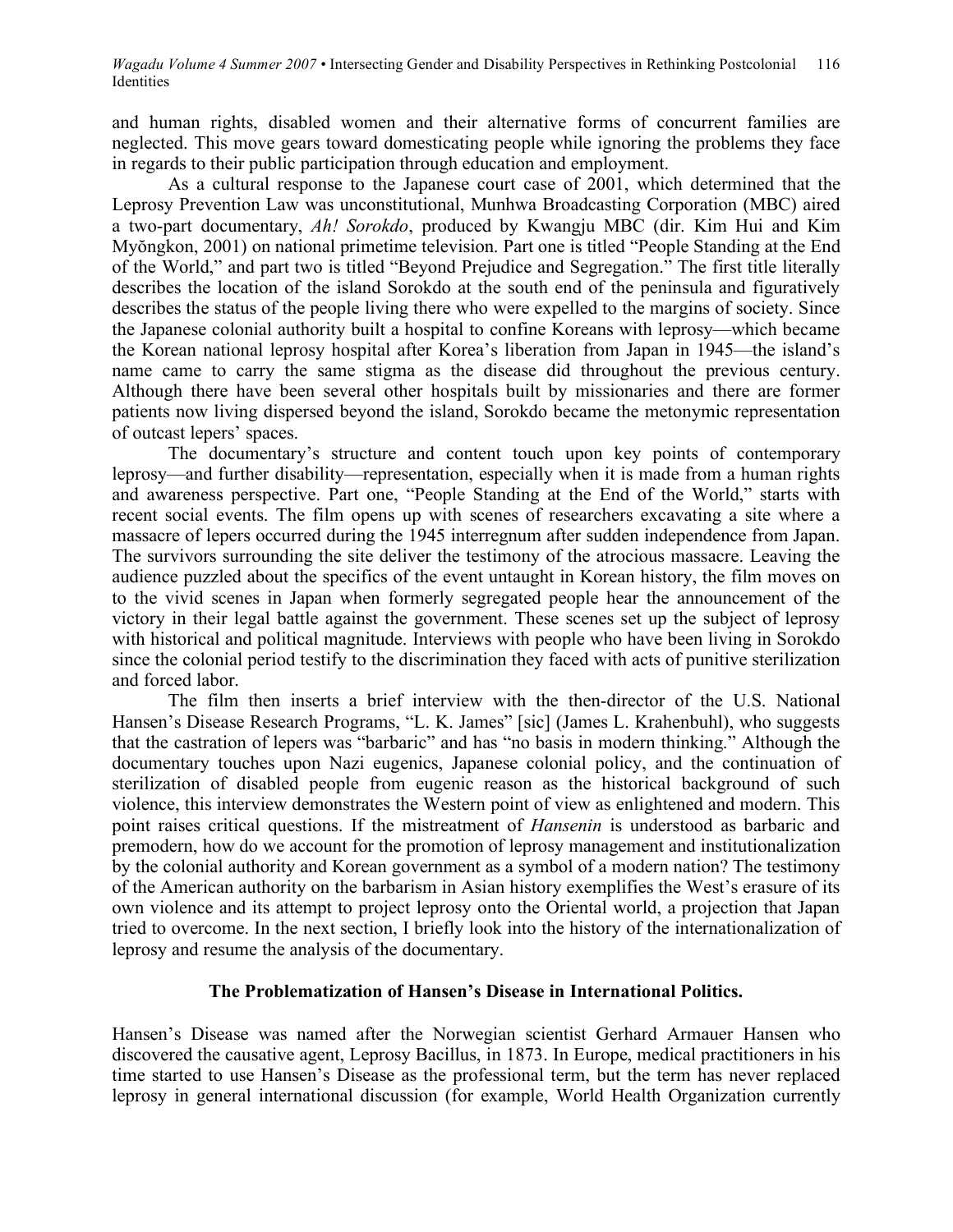and human rights, disabled women and their alternative forms of concurrent families are neglected. This move gears toward domesticating people while ignoring the problems they face in regards to their public participation through education and employment.

As a cultural response to the Japanese court case of 2001, which determined that the Leprosy Prevention Law was unconstitutional, Munhwa Broadcasting Corporation (MBC) aired a two-part documentary, *Ah! Sorokdo*, produced by Kwangju MBC (dir. Kim Hui and Kim Myŏngkon, 2001) on national primetime television. Part one is titled "People Standing at the End of the World," and part two is titled "Beyond Prejudice and Segregation." The first title literally describes the location of the island Sorokdo at the south end of the peninsula and figuratively describes the status of the people living there who were expelled to the margins of society. Since the Japanese colonial authority built a hospital to confine Koreans with leprosy—which became the Korean national leprosy hospital after Korea's liberation from Japan in 1945—the island's name came to carry the same stigma as the disease did throughout the previous century. Although there have been several other hospitals built by missionaries and there are former patients now living dispersed beyond the island, Sorokdo became the metonymic representation of outcast lepers' spaces.

The documentary's structure and content touch upon key points of contemporary leprosy—and further disability—representation, especially when it is made from a human rights and awareness perspective. Part one, "People Standing at the End of the World," starts with recent social events. The film opens up with scenes of researchers excavating a site where a massacre of lepers occurred during the 1945 interregnum after sudden independence from Japan. The survivors surrounding the site deliver the testimony of the atrocious massacre. Leaving the audience puzzled about the specifics of the event untaught in Korean history, the film moves on to the vivid scenes in Japan when formerly segregated people hear the announcement of the victory in their legal battle against the government. These scenes set up the subject of leprosy with historical and political magnitude. Interviews with people who have been living in Sorokdo since the colonial period testify to the discrimination they faced with acts of punitive sterilization and forced labor.

The film then inserts a brief interview with the then-director of the U.S. National Hansen's Disease Research Programs, "L. K. James" [sic] (James L. Krahenbuhl), who suggests that the castration of lepers was "barbaric" and has "no basis in modern thinking." Although the documentary touches upon Nazi eugenics, Japanese colonial policy, and the continuation of sterilization of disabled people from eugenic reason as the historical background of such violence, this interview demonstrates the Western point of view as enlightened and modern. This point raises critical questions. If the mistreatment of *Hansenin* is understood as barbaric and premodern, how do we account for the promotion of leprosy management and institutionalization by the colonial authority and Korean government as a symbol of a modern nation? The testimony of the American authority on the barbarism in Asian history exemplifies the West's erasure of its own violence and its attempt to project leprosy onto the Oriental world, a projection that Japan tried to overcome. In the next section, I briefly look into the history of the internationalization of leprosy and resume the analysis of the documentary.

## The Problematization of Hansen's Disease in International Politics.

Hansen's Disease was named after the Norwegian scientist Gerhard Armauer Hansen who discovered the causative agent, Leprosy Bacillus, in 1873. In Europe, medical practitioners in his time started to use Hansen's Disease as the professional term, but the term has never replaced leprosy in general international discussion (for example, World Health Organization currently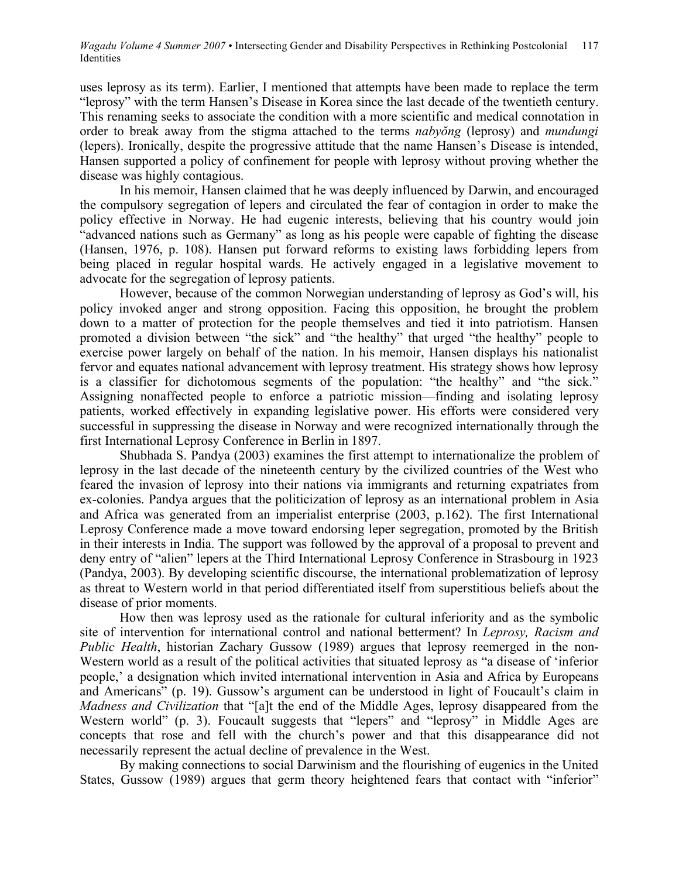uses leprosy as its term). Earlier, I mentioned that attempts have been made to replace the term "leprosy" with the term Hansen's Disease in Korea since the last decade of the twentieth century. This renaming seeks to associate the condition with a more scientific and medical connotation in order to break away from the stigma attached to the terms *nabyŏng* (leprosy) and *mundungi* (lepers). Ironically, despite the progressive attitude that the name Hansen's Disease is intended, Hansen supported a policy of confinement for people with leprosy without proving whether the disease was highly contagious.

In his memoir, Hansen claimed that he was deeply influenced by Darwin, and encouraged the compulsory segregation of lepers and circulated the fear of contagion in order to make the policy effective in Norway. He had eugenic interests, believing that his country would join "advanced nations such as Germany" as long as his people were capable of fighting the disease (Hansen, 1976, p. 108). Hansen put forward reforms to existing laws forbidding lepers from being placed in regular hospital wards. He actively engaged in a legislative movement to advocate for the segregation of leprosy patients.

However, because of the common Norwegian understanding of leprosy as God's will, his policy invoked anger and strong opposition. Facing this opposition, he brought the problem down to a matter of protection for the people themselves and tied it into patriotism. Hansen promoted a division between "the sick" and "the healthy" that urged "the healthy" people to exercise power largely on behalf of the nation. In his memoir, Hansen displays his nationalist fervor and equates national advancement with leprosy treatment. His strategy shows how leprosy is a classifier for dichotomous segments of the population: "the healthy" and "the sick." Assigning nonaffected people to enforce a patriotic mission—finding and isolating leprosy patients, worked effectively in expanding legislative power. His efforts were considered very successful in suppressing the disease in Norway and were recognized internationally through the first International Leprosy Conference in Berlin in 1897.

Shubhada S. Pandya (2003) examines the first attempt to internationalize the problem of leprosy in the last decade of the nineteenth century by the civilized countries of the West who feared the invasion of leprosy into their nations via immigrants and returning expatriates from ex-colonies. Pandya argues that the politicization of leprosy as an international problem in Asia and Africa was generated from an imperialist enterprise (2003, p.162). The first International Leprosy Conference made a move toward endorsing leper segregation, promoted by the British in their interests in India. The support was followed by the approval of a proposal to prevent and deny entry of "alien" lepers at the Third International Leprosy Conference in Strasbourg in 1923 (Pandya, 2003). By developing scientific discourse, the international problematization of leprosy as threat to Western world in that period differentiated itself from superstitious beliefs about the disease of prior moments.

How then was leprosy used as the rationale for cultural inferiority and as the symbolic site of intervention for international control and national betterment? In *Leprosy, Racism and Public Health*, historian Zachary Gussow (1989) argues that leprosy reemerged in the non-Western world as a result of the political activities that situated leprosy as "a disease of 'inferior people,' a designation which invited international intervention in Asia and Africa by Europeans and Americans" (p. 19). Gussow's argument can be understood in light of Foucault's claim in *Madness and Civilization* that "[a]t the end of the Middle Ages, leprosy disappeared from the Western world" (p. 3). Foucault suggests that "lepers" and "leprosy" in Middle Ages are concepts that rose and fell with the church's power and that this disappearance did not necessarily represent the actual decline of prevalence in the West.

By making connections to social Darwinism and the flourishing of eugenics in the United States, Gussow (1989) argues that germ theory heightened fears that contact with "inferior"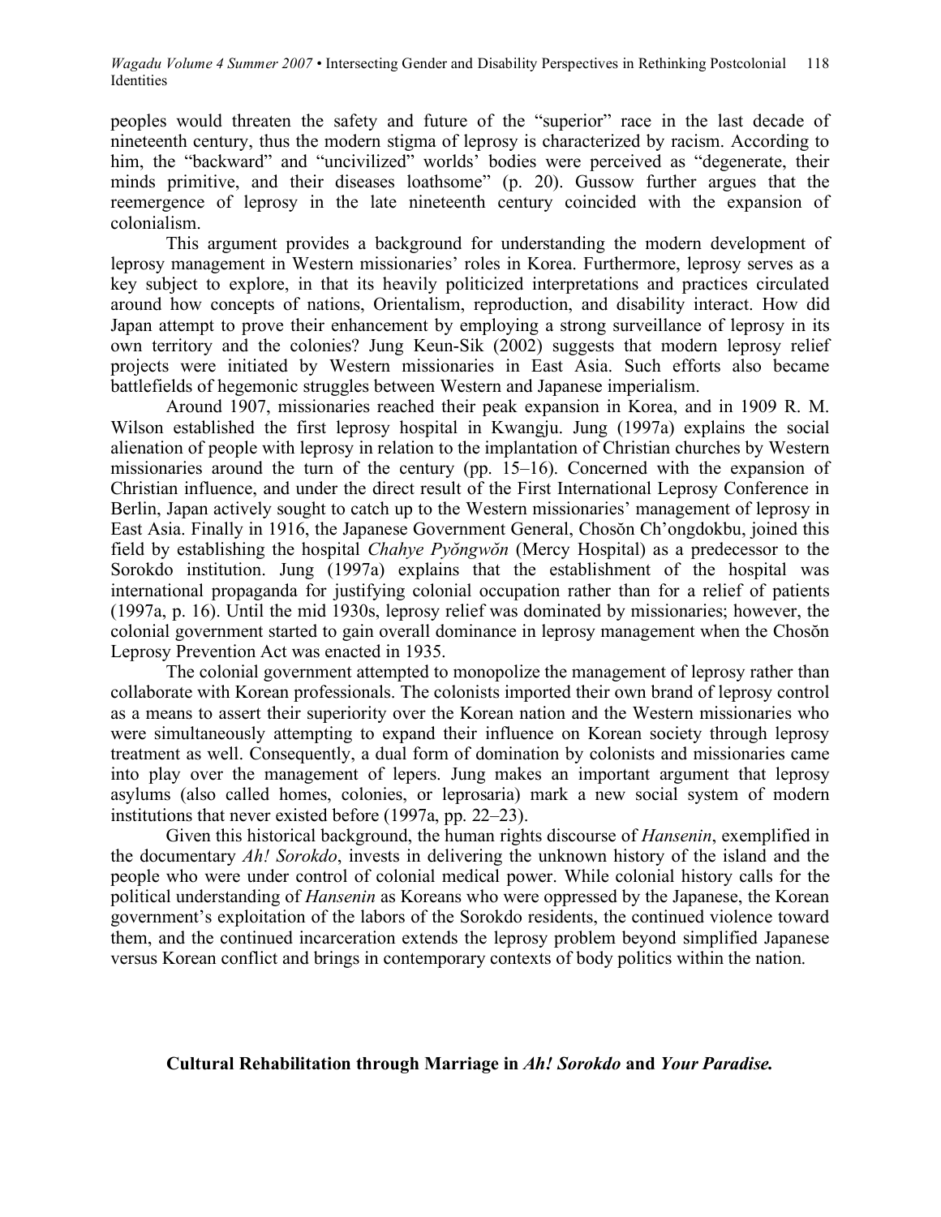peoples would threaten the safety and future of the "superior" race in the last decade of nineteenth century, thus the modern stigma of leprosy is characterized by racism. According to him, the "backward" and "uncivilized" worlds' bodies were perceived as "degenerate, their minds primitive, and their diseases loathsome" (p. 20). Gussow further argues that the reemergence of leprosy in the late nineteenth century coincided with the expansion of colonialism.

This argument provides a background for understanding the modern development of leprosy management in Western missionaries' roles in Korea. Furthermore, leprosy serves as a key subject to explore, in that its heavily politicized interpretations and practices circulated around how concepts of nations, Orientalism, reproduction, and disability interact. How did Japan attempt to prove their enhancement by employing a strong surveillance of leprosy in its own territory and the colonies? Jung Keun-Sik (2002) suggests that modern leprosy relief projects were initiated by Western missionaries in East Asia. Such efforts also became battlefields of hegemonic struggles between Western and Japanese imperialism.

Around 1907, missionaries reached their peak expansion in Korea, and in 1909 R. M. Wilson established the first leprosy hospital in Kwangju. Jung (1997a) explains the social alienation of people with leprosy in relation to the implantation of Christian churches by Western missionaries around the turn of the century (pp. 15–16). Concerned with the expansion of Christian influence, and under the direct result of the First International Leprosy Conference in Berlin, Japan actively sought to catch up to the Western missionaries' management of leprosy in East Asia. Finally in 1916, the Japanese Government General, Chosŏn Ch'ongdokbu, joined this field by establishing the hospital *Chahye Pyŏngwŏn* (Mercy Hospital) as a predecessor to the Sorokdo institution. Jung (1997a) explains that the establishment of the hospital was international propaganda for justifying colonial occupation rather than for a relief of patients (1997a, p. 16). Until the mid 1930s, leprosy relief was dominated by missionaries; however, the colonial government started to gain overall dominance in leprosy management when the Chosŏn Leprosy Prevention Act was enacted in 1935.

The colonial government attempted to monopolize the management of leprosy rather than collaborate with Korean professionals. The colonists imported their own brand of leprosy control as a means to assert their superiority over the Korean nation and the Western missionaries who were simultaneously attempting to expand their influence on Korean society through leprosy treatment as well. Consequently, a dual form of domination by colonists and missionaries came into play over the management of lepers. Jung makes an important argument that leprosy asylums (also called homes, colonies, or leprosaria) mark a new social system of modern institutions that never existed before (1997a, pp. 22–23).

Given this historical background, the human rights discourse of *Hansenin*, exemplified in the documentary *Ah! Sorokdo*, invests in delivering the unknown history of the island and the people who were under control of colonial medical power. While colonial history calls for the political understanding of *Hansenin* as Koreans who were oppressed by the Japanese, the Korean government's exploitation of the labors of the Sorokdo residents, the continued violence toward them, and the continued incarceration extends the leprosy problem beyond simplified Japanese versus Korean conflict and brings in contemporary contexts of body politics within the nation.

### Cultural Rehabilitation through Marriage in *Ah! Sorokdo* and *Your Paradise.*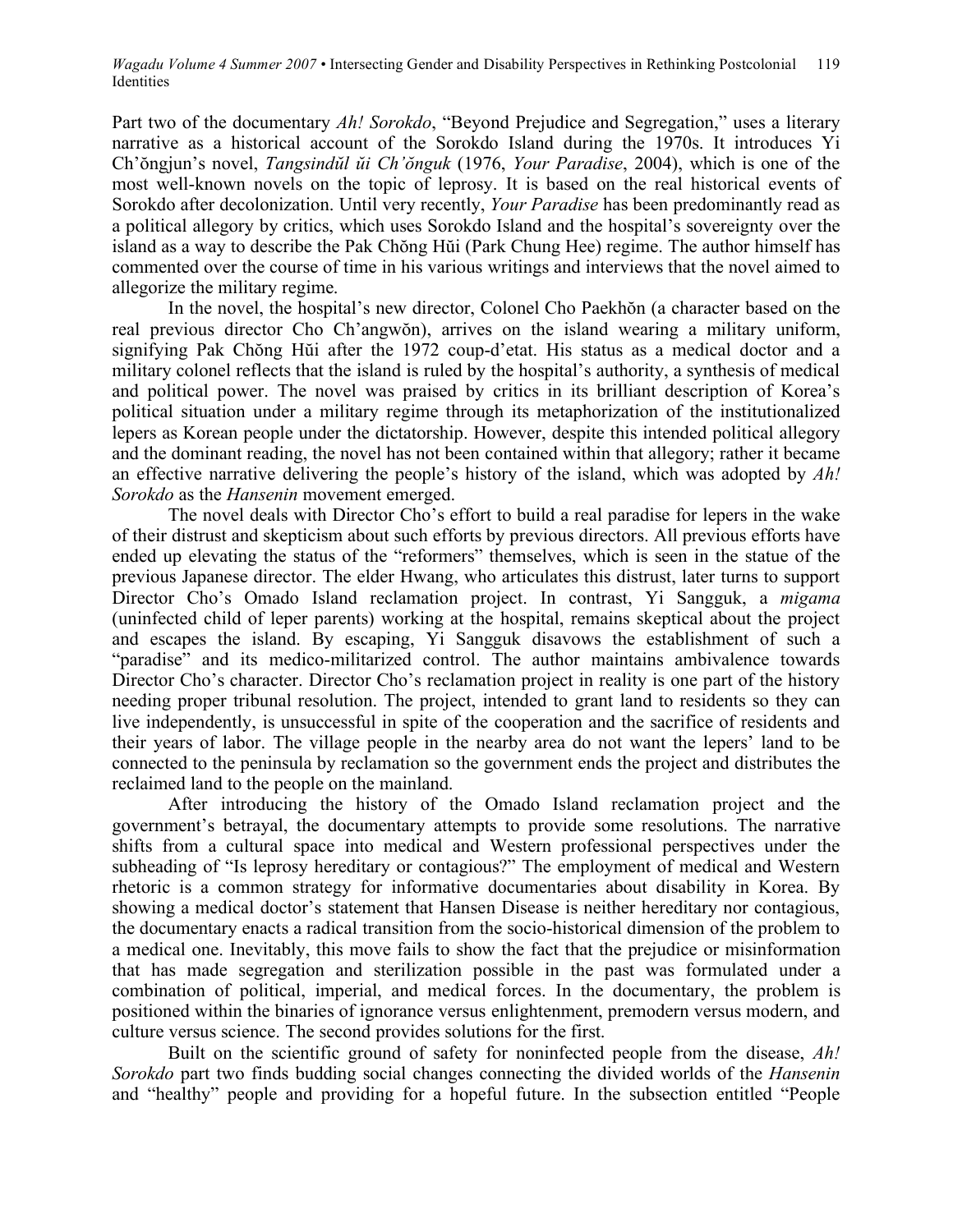Part two of the documentary *Ah! Sorokdo*, "Beyond Prejudice and Segregation," uses a literary narrative as a historical account of the Sorokdo Island during the 1970s. It introduces Yi Ch'ŏngjun's novel, *Tangsindŭl ŭi Ch'ŏnguk* (1976, *Your Paradise*, 2004), which is one of the most well-known novels on the topic of leprosy. It is based on the real historical events of Sorokdo after decolonization. Until very recently, *Your Paradise* has been predominantly read as a political allegory by critics, which uses Sorokdo Island and the hospital's sovereignty over the island as a way to describe the Pak Chŏng Hŭi (Park Chung Hee) regime. The author himself has commented over the course of time in his various writings and interviews that the novel aimed to allegorize the military regime.

In the novel, the hospital's new director, Colonel Cho Paekhŏn (a character based on the real previous director Cho Ch'angwŏn), arrives on the island wearing a military uniform, signifying Pak Chŏng Hŭi after the 1972 coup-d'etat. His status as a medical doctor and a military colonel reflects that the island is ruled by the hospital's authority, a synthesis of medical and political power. The novel was praised by critics in its brilliant description of Korea's political situation under a military regime through its metaphorization of the institutionalized lepers as Korean people under the dictatorship. However, despite this intended political allegory and the dominant reading, the novel has not been contained within that allegory; rather it became an effective narrative delivering the people's history of the island, which was adopted by *Ah! Sorokdo* as the *Hansenin* movement emerged.

The novel deals with Director Cho's effort to build a real paradise for lepers in the wake of their distrust and skepticism about such efforts by previous directors. All previous efforts have ended up elevating the status of the "reformers" themselves, which is seen in the statue of the previous Japanese director. The elder Hwang, who articulates this distrust, later turns to support Director Cho's Omado Island reclamation project. In contrast, Yi Sangguk, a *migama* (uninfected child of leper parents) working at the hospital, remains skeptical about the project and escapes the island. By escaping, Yi Sangguk disavows the establishment of such a "paradise" and its medico-militarized control. The author maintains ambivalence towards Director Cho's character. Director Cho's reclamation project in reality is one part of the history needing proper tribunal resolution. The project, intended to grant land to residents so they can live independently, is unsuccessful in spite of the cooperation and the sacrifice of residents and their years of labor. The village people in the nearby area do not want the lepers' land to be connected to the peninsula by reclamation so the government ends the project and distributes the reclaimed land to the people on the mainland.

After introducing the history of the Omado Island reclamation project and the government's betrayal, the documentary attempts to provide some resolutions. The narrative shifts from a cultural space into medical and Western professional perspectives under the subheading of "Is leprosy hereditary or contagious?" The employment of medical and Western rhetoric is a common strategy for informative documentaries about disability in Korea. By showing a medical doctor's statement that Hansen Disease is neither hereditary nor contagious, the documentary enacts a radical transition from the socio-historical dimension of the problem to a medical one. Inevitably, this move fails to show the fact that the prejudice or misinformation that has made segregation and sterilization possible in the past was formulated under a combination of political, imperial, and medical forces. In the documentary, the problem is positioned within the binaries of ignorance versus enlightenment, premodern versus modern, and culture versus science. The second provides solutions for the first.

Built on the scientific ground of safety for noninfected people from the disease, *Ah! Sorokdo* part two finds budding social changes connecting the divided worlds of the *Hansenin* and "healthy" people and providing for a hopeful future. In the subsection entitled "People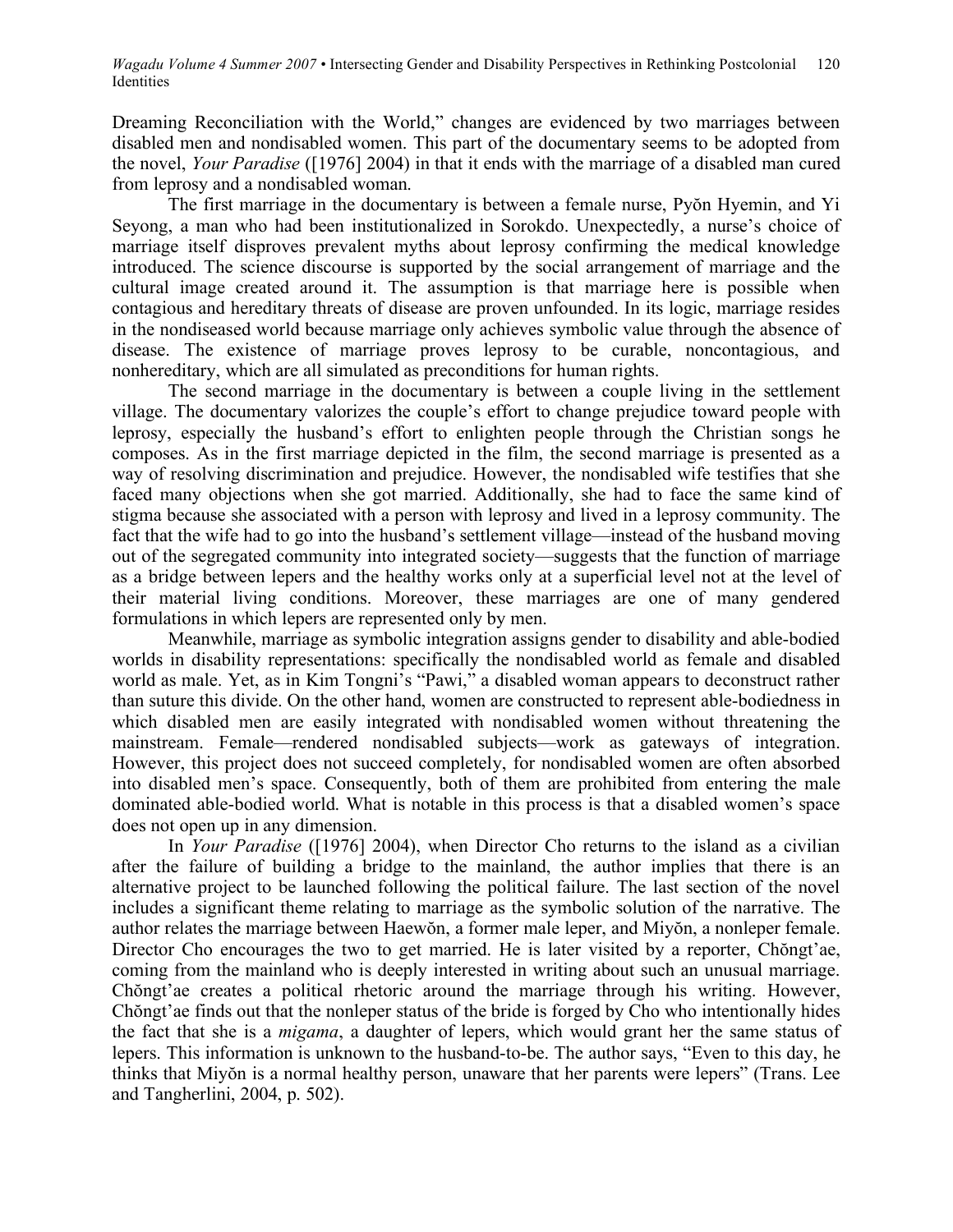Dreaming Reconciliation with the World," changes are evidenced by two marriages between disabled men and nondisabled women. This part of the documentary seems to be adopted from the novel, *Your Paradise* ([1976] 2004) in that it ends with the marriage of a disabled man cured from leprosy and a nondisabled woman.

The first marriage in the documentary is between a female nurse, Pyŏn Hyemin, and Yi Seyong, a man who had been institutionalized in Sorokdo. Unexpectedly, a nurse's choice of marriage itself disproves prevalent myths about leprosy confirming the medical knowledge introduced. The science discourse is supported by the social arrangement of marriage and the cultural image created around it. The assumption is that marriage here is possible when contagious and hereditary threats of disease are proven unfounded. In its logic, marriage resides in the nondiseased world because marriage only achieves symbolic value through the absence of disease. The existence of marriage proves leprosy to be curable, noncontagious, and nonhereditary, which are all simulated as preconditions for human rights.

The second marriage in the documentary is between a couple living in the settlement village. The documentary valorizes the couple's effort to change prejudice toward people with leprosy, especially the husband's effort to enlighten people through the Christian songs he composes. As in the first marriage depicted in the film, the second marriage is presented as a way of resolving discrimination and prejudice. However, the nondisabled wife testifies that she faced many objections when she got married. Additionally, she had to face the same kind of stigma because she associated with a person with leprosy and lived in a leprosy community. The fact that the wife had to go into the husband's settlement village—instead of the husband moving out of the segregated community into integrated society—suggests that the function of marriage as a bridge between lepers and the healthy works only at a superficial level not at the level of their material living conditions. Moreover, these marriages are one of many gendered formulations in which lepers are represented only by men.

Meanwhile, marriage as symbolic integration assigns gender to disability and able-bodied worlds in disability representations: specifically the nondisabled world as female and disabled world as male. Yet, as in Kim Tongni's "Pawi," a disabled woman appears to deconstruct rather than suture this divide. On the other hand, women are constructed to represent able-bodiedness in which disabled men are easily integrated with nondisabled women without threatening the mainstream. Female—rendered nondisabled subjects—work as gateways of integration. However, this project does not succeed completely, for nondisabled women are often absorbed into disabled men's space. Consequently, both of them are prohibited from entering the male dominated able-bodied world. What is notable in this process is that a disabled women's space does not open up in any dimension.

In *Your Paradise* ([1976] 2004), when Director Cho returns to the island as a civilian after the failure of building a bridge to the mainland, the author implies that there is an alternative project to be launched following the political failure. The last section of the novel includes a significant theme relating to marriage as the symbolic solution of the narrative. The author relates the marriage between Haewŏn, a former male leper, and Miyŏn, a nonleper female. Director Cho encourages the two to get married. He is later visited by a reporter, Chŏngt'ae, coming from the mainland who is deeply interested in writing about such an unusual marriage. Chŏngt'ae creates a political rhetoric around the marriage through his writing. However, Chŏngt'ae finds out that the nonleper status of the bride is forged by Cho who intentionally hides the fact that she is a *migama*, a daughter of lepers, which would grant her the same status of lepers. This information is unknown to the husband-to-be. The author says, "Even to this day, he thinks that Miyŏn is a normal healthy person, unaware that her parents were lepers" (Trans. Lee and Tangherlini, 2004, p. 502).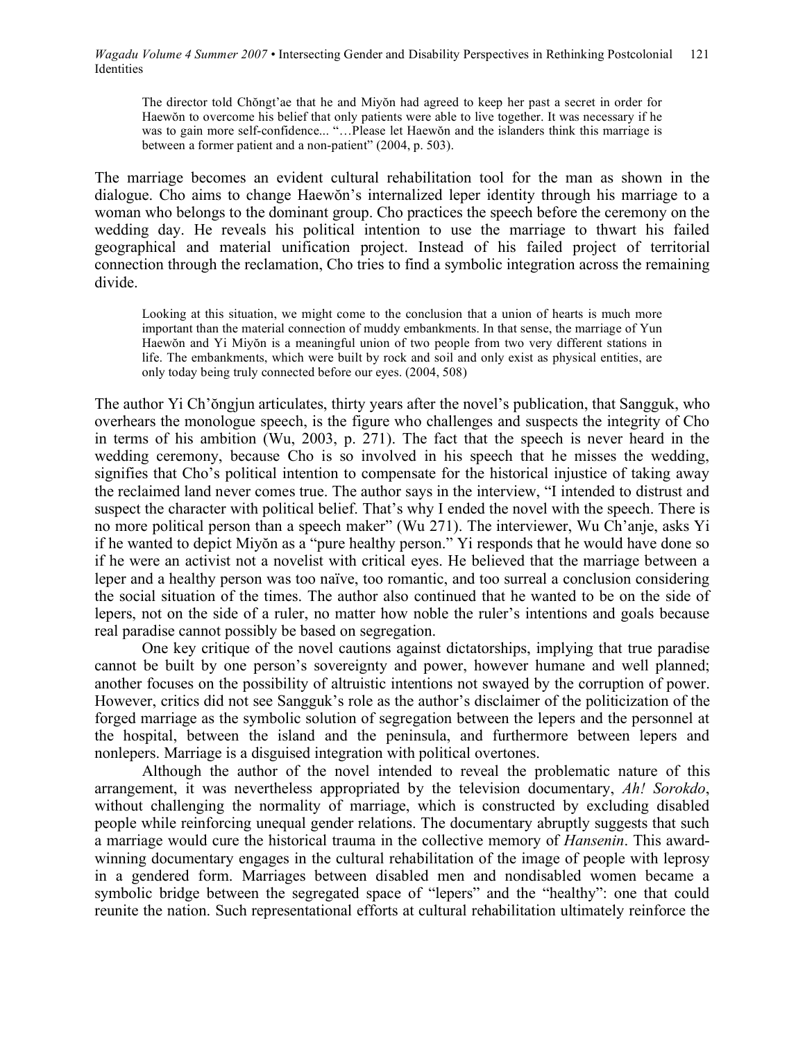> The director told Chŏngt'ae that he and Miyŏn had agreed to keep her past a secret in order for Haewŏn to overcome his belief that only patients were able to live together. It was necessary if he was to gain more self-confidence... "…Please let Haewŏn and the islanders think this marriage is between a former patient and a non-patient" (2004, p. 503).

The marriage becomes an evident cultural rehabilitation tool for the man as shown in the dialogue. Cho aims to change Haewŏn's internalized leper identity through his marriage to a woman who belongs to the dominant group. Cho practices the speech before the ceremony on the wedding day. He reveals his political intention to use the marriage to thwart his failed geographical and material unification project. Instead of his failed project of territorial connection through the reclamation, Cho tries to find a symbolic integration across the remaining divide.

> Looking at this situation, we might come to the conclusion that a union of hearts is much more important than the material connection of muddy embankments. In that sense, the marriage of Yun Haewŏn and Yi Miyŏn is a meaningful union of two people from two very different stations in life. The embankments, which were built by rock and soil and only exist as physical entities, are only today being truly connected before our eyes. (2004, 508)

The author Yi Ch'ŏngjun articulates, thirty years after the novel's publication, that Sangguk, who overhears the monologue speech, is the figure who challenges and suspects the integrity of Cho in terms of his ambition (Wu, 2003, p. 271). The fact that the speech is never heard in the wedding ceremony, because Cho is so involved in his speech that he misses the wedding, signifies that Cho's political intention to compensate for the historical injustice of taking away the reclaimed land never comes true. The author says in the interview, "I intended to distrust and suspect the character with political belief. That's why I ended the novel with the speech. There is no more political person than a speech maker" (Wu 271). The interviewer, Wu Ch'anje, asks Yi if he wanted to depict Miyŏn as a "pure healthy person." Yi responds that he would have done so if he were an activist not a novelist with critical eyes. He believed that the marriage between a leper and a healthy person was too naïve, too romantic, and too surreal a conclusion considering the social situation of the times. The author also continued that he wanted to be on the side of lepers, not on the side of a ruler, no matter how noble the ruler's intentions and goals because real paradise cannot possibly be based on segregation.

One key critique of the novel cautions against dictatorships, implying that true paradise cannot be built by one person's sovereignty and power, however humane and well planned; another focuses on the possibility of altruistic intentions not swayed by the corruption of power. However, critics did not see Sangguk's role as the author's disclaimer of the politicization of the forged marriage as the symbolic solution of segregation between the lepers and the personnel at the hospital, between the island and the peninsula, and furthermore between lepers and nonlepers. Marriage is a disguised integration with political overtones.

Although the author of the novel intended to reveal the problematic nature of this arrangement, it was nevertheless appropriated by the television documentary, *Ah! Sorokdo*, without challenging the normality of marriage, which is constructed by excluding disabled people while reinforcing unequal gender relations. The documentary abruptly suggests that such a marriage would cure the historical trauma in the collective memory of *Hansenin*. This award-winning documentary engages in the cultural rehabilitation of the image of people with leprosy in a gendered form. Marriages between disabled men and nondisabled women became a symbolic bridge between the segregated space of "lepers" and the "healthy": one that could reunite the nation. Such representational efforts at cultural rehabilitation ultimately reinforce the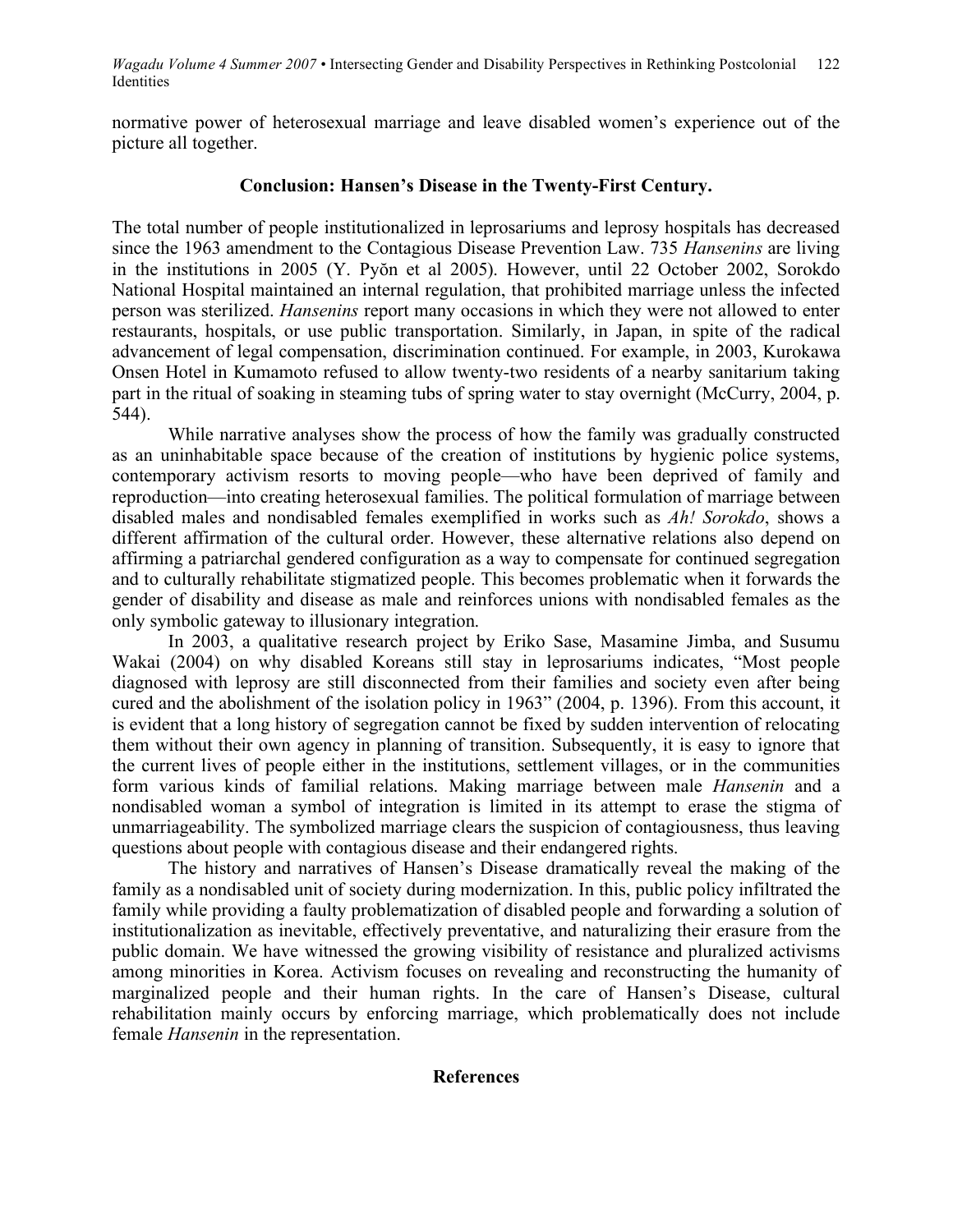normative power of heterosexual marriage and leave disabled women's experience out of the picture all together.

## Conclusion: Hansen's Disease in the Twenty-First Century.

The total number of people institutionalized in leprosariums and leprosy hospitals has decreased since the 1963 amendment to the Contagious Disease Prevention Law. 735 *Hansenins* are living in the institutions in 2005 (Y. Pyŏn et al 2005). However, until 22 October 2002, Sorokdo National Hospital maintained an internal regulation, that prohibited marriage unless the infected person was sterilized. *Hansenins* report many occasions in which they were not allowed to enter restaurants, hospitals, or use public transportation. Similarly, in Japan, in spite of the radical advancement of legal compensation, discrimination continued. For example, in 2003, Kurokawa Onsen Hotel in Kumamoto refused to allow twenty-two residents of a nearby sanitarium taking part in the ritual of soaking in steaming tubs of spring water to stay overnight (McCurry, 2004, p. 544).

While narrative analyses show the process of how the family was gradually constructed as an uninhabitable space because of the creation of institutions by hygienic police systems, contemporary activism resorts to moving people—who have been deprived of family and reproduction—into creating heterosexual families. The political formulation of marriage between disabled males and nondisabled females exemplified in works such as *Ah! Sorokdo*, shows a different affirmation of the cultural order. However, these alternative relations also depend on affirming a patriarchal gendered configuration as a way to compensate for continued segregation and to culturally rehabilitate stigmatized people. This becomes problematic when it forwards the gender of disability and disease as male and reinforces unions with nondisabled females as the only symbolic gateway to illusionary integration.

In 2003, a qualitative research project by Eriko Sase, Masamine Jimba, and Susumu Wakai (2004) on why disabled Koreans still stay in leprosariums indicates, "Most people diagnosed with leprosy are still disconnected from their families and society even after being cured and the abolishment of the isolation policy in 1963" (2004, p. 1396). From this account, it is evident that a long history of segregation cannot be fixed by sudden intervention of relocating them without their own agency in planning of transition. Subsequently, it is easy to ignore that the current lives of people either in the institutions, settlement villages, or in the communities form various kinds of familial relations. Making marriage between male *Hansenin* and a nondisabled woman a symbol of integration is limited in its attempt to erase the stigma of unmarriageability. The symbolized marriage clears the suspicion of contagiousness, thus leaving questions about people with contagious disease and their endangered rights.

The history and narratives of Hansen's Disease dramatically reveal the making of the family as a nondisabled unit of society during modernization. In this, public policy infiltrated the family while providing a faulty problematization of disabled people and forwarding a solution of institutionalization as inevitable, effectively preventative, and naturalizing their erasure from the public domain. We have witnessed the growing visibility of resistance and pluralized activisms among minorities in Korea. Activism focuses on revealing and reconstructing the humanity of marginalized people and their human rights. In the care of Hansen's Disease, cultural rehabilitation mainly occurs by enforcing marriage, which problematically does not include female *Hansenin* in the representation.

## References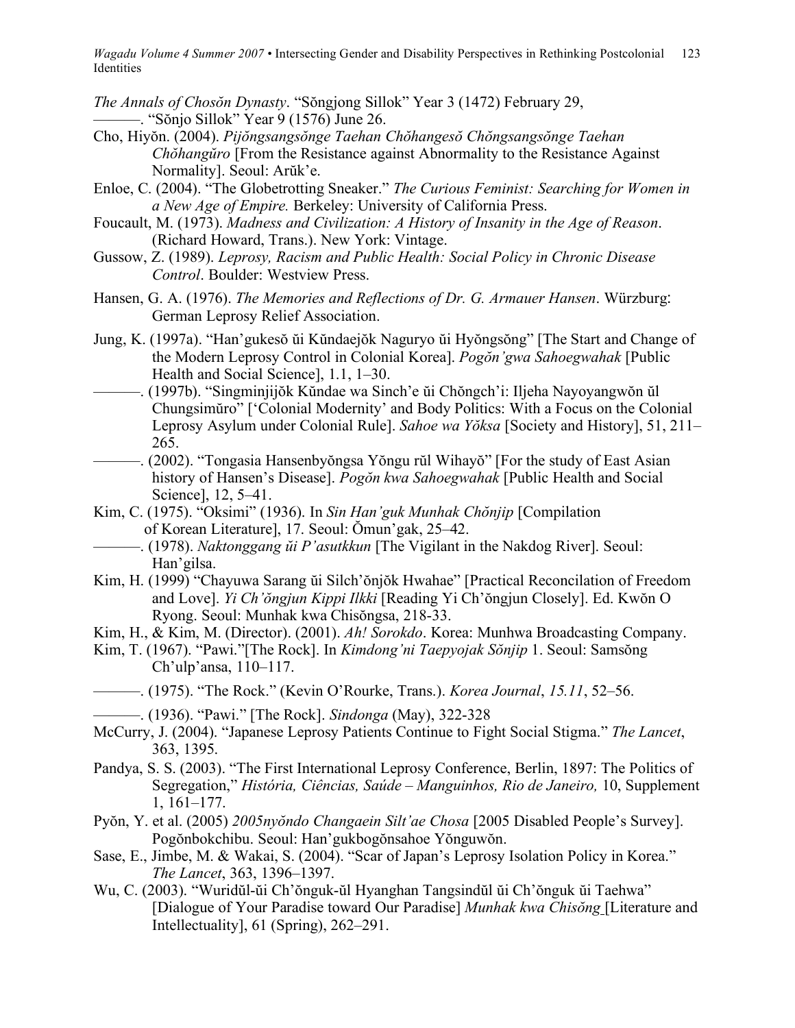*The Annals of Chosŏn Dynasty*. "Sŏngjong Sillok" Year 3 (1472) February 29,

———. "Sŏnjo Sillok" Year 9 (1576) June 26.

Cho, Hiyŏn. (2004). *Pijŏngsangsŏnge Taehan Chŏhangesŏ Chŏngsangsŏnge Taehan Chŏhangŭro* [From the Resistance against Abnormality to the Resistance Against Normality]. Seoul: Arŭk'e.

Enloe, C. (2004). "The Globetrotting Sneaker." *The Curious Feminist: Searching for Women in a New Age of Empire.* Berkeley: University of California Press.

Foucault, M. (1973). *Madness and Civilization: A History of Insanity in the Age of Reason*. (Richard Howard, Trans.). New York: Vintage.

Gussow, Z. (1989). *Leprosy, Racism and Public Health: Social Policy in Chronic Disease Control*. Boulder: Westview Press.

Hansen, G. A. (1976). *The Memories and Reflections of Dr. G. Armauer Hansen*. Würzburg: German Leprosy Relief Association.

Jung, K. (1997a). "Han'gukesŏ ŭi Kŭndaejŏk Naguryo ŭi Hyŏngsŏng" [The Start and Change of the Modern Leprosy Control in Colonial Korea]. *Pogŏn'gwa Sahoegwahak* [Public Health and Social Science], 1.1, 1–30.

———. (1997b). "Singminjijŏk Kŭndae wa Sinch'e ŭi Chŏngch'i: Iljeha Nayoyangwŏn ŭl Chungsimŭro" ['Colonial Modernity' and Body Politics: With a Focus on the Colonial Leprosy Asylum under Colonial Rule]. *Sahoe wa Yŏksa* [Society and History], 51, 211–265.

———. (2002). "Tongasia Hansenbyŏngsa Yŏngu rŭl Wihayŏ" [For the study of East Asian history of Hansen's Disease]. *Pogŏn kwa Sahoegwahak* [Public Health and Social Science], 12, 5–41.

Kim, C. (1975). "Oksimi" (1936). In *Sin Han'guk Munhak Chŏnjip* [Compilation of Korean Literature], 17. Seoul: Ŏmun'gak, 25–42.

———. (1978). *Naktonggang ŭi P'asutkkun* [The Vigilant in the Nakdog River]. Seoul: Han'gilsa.

Kim, H. (1999) "Chayuwa Sarang ŭi Silch'ŏnjŏk Hwahae" [Practical Reconcilation of Freedom and Love]. *Yi Ch'ŏngjun Kippi Ilkki* [Reading Yi Ch'ŏngjun Closely]. Ed. Kwŏn O Ryong. Seoul: Munhak kwa Chisŏngsa, 218-33.

Kim, H., & Kim, M. (Director). (2001). *Ah! Sorokdo*. Korea: Munhwa Broadcasting Company.

Kim, T. (1967). "Pawi."[The Rock]. In *Kimdong'ni Taepyojak Sŏnjip* 1. Seoul: Samsŏng Ch'ulp'ansa, 110–117.

———. (1975). "The Rock." (Kevin O'Rourke, Trans.). *Korea Journal*, *15.11*, 52–56.

———. (1936). "Pawi." [The Rock]. *Sindonga* (May), 322-328

McCurry, J. (2004). "Japanese Leprosy Patients Continue to Fight Social Stigma." *The Lancet*, 363, 1395.

Pandya, S. S. (2003). "The First International Leprosy Conference, Berlin, 1897: The Politics of Segregation," *História, Ciências, Saúde – Manguinhos, Rio de Janeiro,* 10, Supplement 1, 161–177.

Pyŏn, Y. et al. (2005) *2005nyŏndo Changaein Silt'ae Chosa* [2005 Disabled People's Survey]. Pogŏnbokchibu. Seoul: Han'gukbogŏnsahoe Yŏnguwŏn.

Sase, E., Jimbe, M. & Wakai, S. (2004). "Scar of Japan's Leprosy Isolation Policy in Korea." *The Lancet*, 363, 1396–1397.

Wu, C. (2003). "Wuridŭl-ŭi Ch'ŏnguk-ŭl Hyanghan Tangsindŭl ŭi Ch'ŏnguk ŭi Taehwa" [Dialogue of Your Paradise toward Our Paradise] *Munhak kwa Chisŏng* [Literature and Intellectuality], 61 (Spring), 262–291.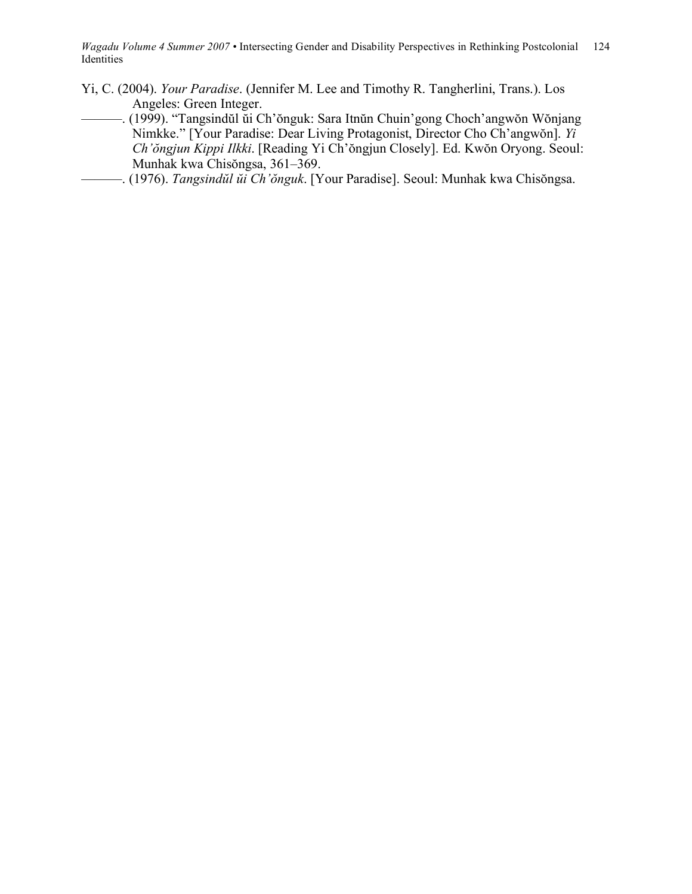Yi, C. (2004). *Your Paradise*. (Jennifer M. Lee and Timothy R. Tangherlini, Trans.). Los Angeles: Green Integer.

———. (1999). "Tangsindŭl ŭi Ch'ŏnguk: Sara Itnŭn Chuin'gong Choch'angwŏn Wŏnjang Nimkke." [Your Paradise: Dear Living Protagonist, Director Cho Ch'angwŏn]. *Yi Ch'ŏngjun Kippi Ilkki*. [Reading Yi Ch'ŏngjun Closely]. Ed. Kwŏn Oryong. Seoul: Munhak kwa Chisŏngsa, 361–369.

———. (1976). *Tangsindŭl ŭi Ch'ŏnguk*. [Your Paradise]. Seoul: Munhak kwa Chisŏngsa.